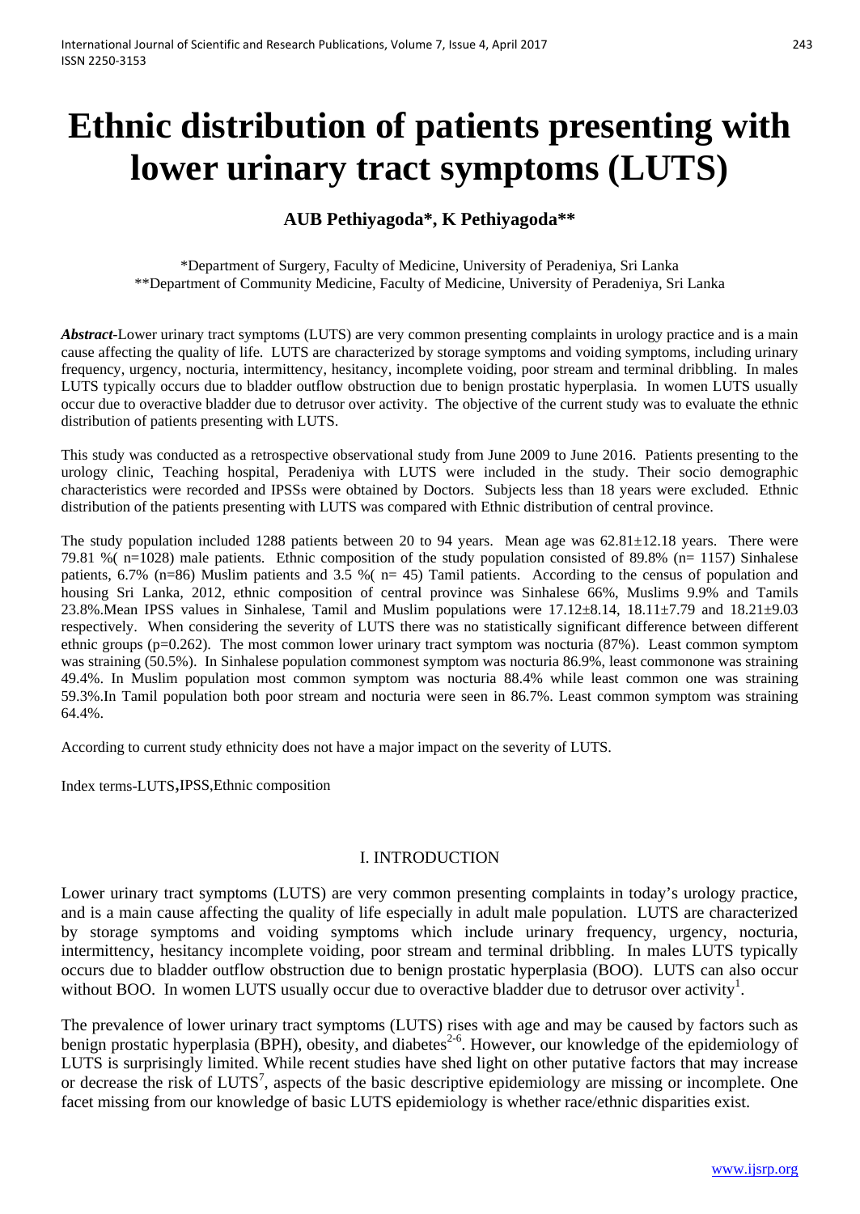# Ethnic distribution of patients presenting with lower urinary tract symptoms (LUTS)

**AUB Pethiyagoda*, K Pethiyagoda****

*Department of Surgery, Faculty of Medicine, University of Peradeniya, Sri Lanka
**Department of Community Medicine, Faculty of Medicine, University of Peradeniya, Sri Lanka

***Abstract***-Lower urinary tract symptoms (LUTS) are very common presenting complaints in urology practice and is a main cause affecting the quality of life. LUTS are characterized by storage symptoms and voiding symptoms, including urinary frequency, urgency, nocturia, intermittency, hesitancy, incomplete voiding, poor stream and terminal dribbling. In males LUTS typically occurs due to bladder outflow obstruction due to benign prostatic hyperplasia. In women LUTS usually occur due to overactive bladder due to detrusor over activity. The objective of the current study was to evaluate the ethnic distribution of patients presenting with LUTS.

This study was conducted as a retrospective observational study from June 2009 to June 2016. Patients presenting to the urology clinic, Teaching hospital, Peradeniya with LUTS were included in the study. Their socio demographic characteristics were recorded and IPSSs were obtained by Doctors. Subjects less than 18 years were excluded. Ethnic distribution of the patients presenting with LUTS was compared with Ethnic distribution of central province.

The study population included 1288 patients between 20 to 94 years. Mean age was 62.81±12.18 years. There were 79.81 %( n=1028) male patients. Ethnic composition of the study population consisted of 89.8% (n= 1157) Sinhalese patients, 6.7% (n=86) Muslim patients and 3.5 %( n= 45) Tamil patients. According to the census of population and housing Sri Lanka, 2012, ethnic composition of central province was Sinhalese 66%, Muslims 9.9% and Tamils 23.8%.Mean IPSS values in Sinhalese, Tamil and Muslim populations were 17.12±8.14, 18.11±7.79 and 18.21±9.03 respectively. When considering the severity of LUTS there was no statistically significant difference between different ethnic groups (p=0.262). The most common lower urinary tract symptom was nocturia (87%). Least common symptom was straining (50.5%). In Sinhalese population commonest symptom was nocturia 86.9%, least commonone was straining 49.4%. In Muslim population most common symptom was nocturia 88.4% while least common one was straining 59.3%.In Tamil population both poor stream and nocturia were seen in 86.7%. Least common symptom was straining 64.4%.

According to current study ethnicity does not have a major impact on the severity of LUTS.

Index terms-LUTS,IPSS,Ethnic composition

## I. INTRODUCTION

Lower urinary tract symptoms (LUTS) are very common presenting complaints in today's urology practice, and is a main cause affecting the quality of life especially in adult male population. LUTS are characterized by storage symptoms and voiding symptoms which include urinary frequency, urgency, nocturia, intermittency, hesitancy incomplete voiding, poor stream and terminal dribbling. In males LUTS typically occurs due to bladder outflow obstruction due to benign prostatic hyperplasia (BOO). LUTS can also occur without BOO. In women LUTS usually occur due to overactive bladder due to detrusor over activity[1].

The prevalence of lower urinary tract symptoms (LUTS) rises with age and may be caused by factors such as benign prostatic hyperplasia (BPH), obesity, and diabetes[2-6]. However, our knowledge of the epidemiology of LUTS is surprisingly limited. While recent studies have shed light on other putative factors that may increase or decrease the risk of LUTS[7], aspects of the basic descriptive epidemiology are missing or incomplete. One facet missing from our knowledge of basic LUTS epidemiology is whether race/ethnic disparities exist.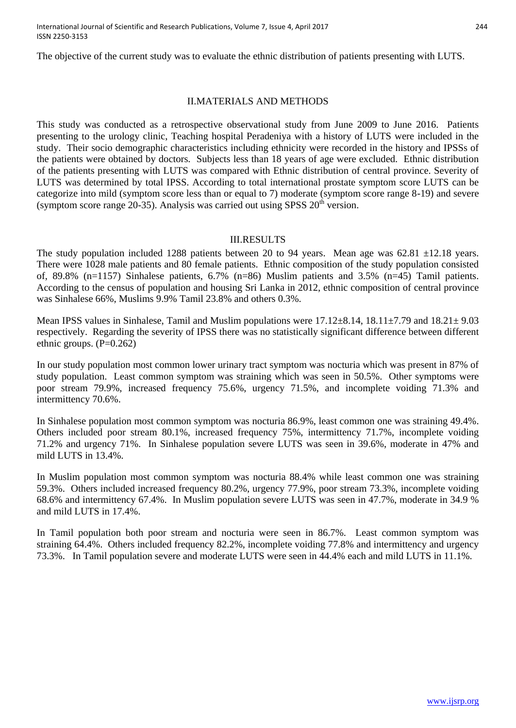The objective of the current study was to evaluate the ethnic distribution of patients presenting with LUTS.

## II.MATERIALS AND METHODS

This study was conducted as a retrospective observational study from June 2009 to June 2016. Patients presenting to the urology clinic, Teaching hospital Peradeniya with a history of LUTS were included in the study. Their socio demographic characteristics including ethnicity were recorded in the history and IPSSs of the patients were obtained by doctors. Subjects less than 18 years of age were excluded. Ethnic distribution of the patients presenting with LUTS was compared with Ethnic distribution of central province. Severity of LUTS was determined by total IPSS. According to total international prostate symptom score LUTS can be categorize into mild (symptom score less than or equal to 7) moderate (symptom score range 8-19) and severe (symptom score range 20-35). Analysis was carried out using SPSS 20$^{th}$ version.

## III.RESULTS

The study population included 1288 patients between 20 to 94 years. Mean age was 62.81 ±12.18 years. There were 1028 male patients and 80 female patients. Ethnic composition of the study population consisted of, 89.8% (n=1157) Sinhalese patients, 6.7% (n=86) Muslim patients and 3.5% (n=45) Tamil patients. According to the census of population and housing Sri Lanka in 2012, ethnic composition of central province was Sinhalese 66%, Muslims 9.9% Tamil 23.8% and others 0.3%.

Mean IPSS values in Sinhalese, Tamil and Muslim populations were 17.12±8.14, 18.11±7.79 and 18.21± 9.03 respectively. Regarding the severity of IPSS there was no statistically significant difference between different ethnic groups. (P=0.262)

In our study population most common lower urinary tract symptom was nocturia which was present in 87% of study population. Least common symptom was straining which was seen in 50.5%. Other symptoms were poor stream 79.9%, increased frequency 75.6%, urgency 71.5%, and incomplete voiding 71.3% and intermittency 70.6%.

In Sinhalese population most common symptom was nocturia 86.9%, least common one was straining 49.4%. Others included poor stream 80.1%, increased frequency 75%, intermittency 71.7%, incomplete voiding 71.2% and urgency 71%. In Sinhalese population severe LUTS was seen in 39.6%, moderate in 47% and mild LUTS in 13.4%.

In Muslim population most common symptom was nocturia 88.4% while least common one was straining 59.3%. Others included increased frequency 80.2%, urgency 77.9%, poor stream 73.3%, incomplete voiding 68.6% and intermittency 67.4%. In Muslim population severe LUTS was seen in 47.7%, moderate in 34.9 % and mild LUTS in 17.4%.

In Tamil population both poor stream and nocturia were seen in 86.7%. Least common symptom was straining 64.4%. Others included frequency 82.2%, incomplete voiding 77.8% and intermittency and urgency 73.3%. In Tamil population severe and moderate LUTS were seen in 44.4% each and mild LUTS in 11.1%.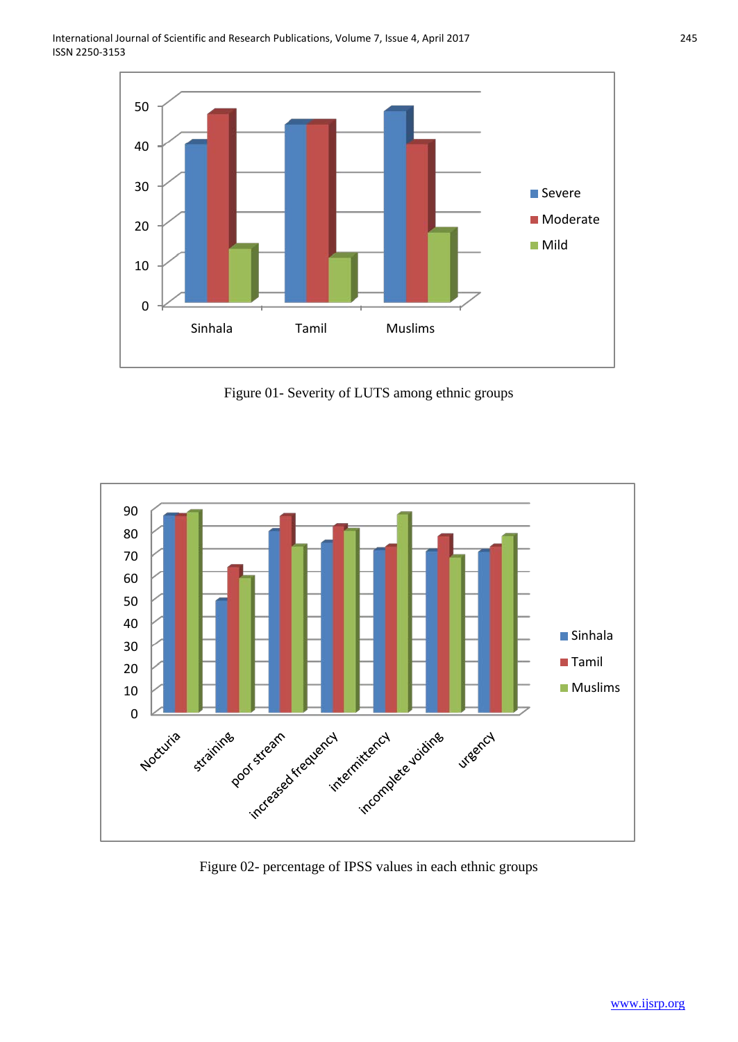Figure 01- Severity of LUTS among ethnic groups

Figure 02- percentage of IPSS values in each ethnic groups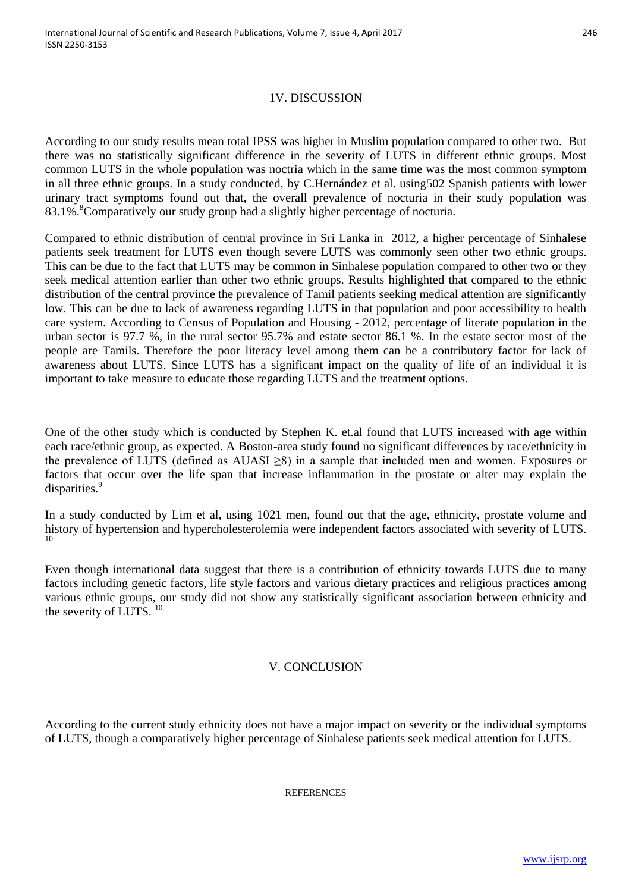## 1V. DISCUSSION

According to our study results mean total IPSS was higher in Muslim population compared to other two. But there was no statistically significant difference in the severity of LUTS in different ethnic groups. Most common LUTS in the whole population was noctria which in the same time was the most common symptom in all three ethnic groups. In a study conducted, by C.Hernández et al. using502 Spanish patients with lower urinary tract symptoms found out that, the overall prevalence of nocturia in their study population was 83.1%.[8]Comparatively our study group had a slightly higher percentage of nocturia.

Compared to ethnic distribution of central province in Sri Lanka in 2012, a higher percentage of Sinhalese patients seek treatment for LUTS even though severe LUTS was commonly seen other two ethnic groups. This can be due to the fact that LUTS may be common in Sinhalese population compared to other two or they seek medical attention earlier than other two ethnic groups. Results highlighted that compared to the ethnic distribution of the central province the prevalence of Tamil patients seeking medical attention are significantly low. This can be due to lack of awareness regarding LUTS in that population and poor accessibility to health care system. According to Census of Population and Housing - 2012, percentage of literate population in the urban sector is 97.7 %, in the rural sector 95.7% and estate sector 86.1 %. In the estate sector most of the people are Tamils. Therefore the poor literacy level among them can be a contributory factor for lack of awareness about LUTS. Since LUTS has a significant impact on the quality of life of an individual it is important to take measure to educate those regarding LUTS and the treatment options.

One of the other study which is conducted by Stephen K. et.al found that LUTS increased with age within each race/ethnic group, as expected. A Boston-area study found no significant differences by race/ethnicity in the prevalence of LUTS (defined as AUASI $\geq 8$) in a sample that included men and women. Exposures or factors that occur over the life span that increase inflammation in the prostate or alter may explain the disparities.[9]

In a study conducted by Lim et al, using 1021 men, found out that the age, ethnicity, prostate volume and history of hypertension and hypercholesterolemia were independent factors associated with severity of LUTS.[10]

Even though international data suggest that there is a contribution of ethnicity towards LUTS due to many factors including genetic factors, life style factors and various dietary practices and religious practices among various ethnic groups, our study did not show any statistically significant association between ethnicity and the severity of LUTS. [10]

## V. CONCLUSION

According to the current study ethnicity does not have a major impact on severity or the individual symptoms of LUTS, though a comparatively higher percentage of Sinhalese patients seek medical attention for LUTS.

REFERENCES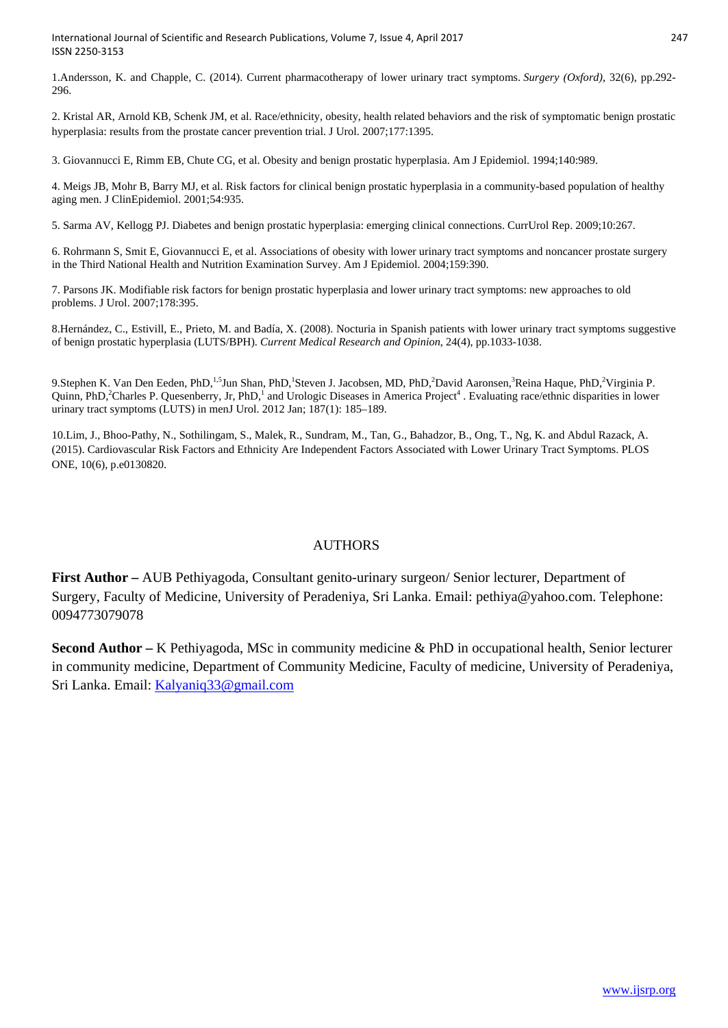1.Andersson, K. and Chapple, C. (2014). Current pharmacotherapy of lower urinary tract symptoms. *Surgery (Oxford)*, 32(6), pp.292-296.

2. Kristal AR, Arnold KB, Schenk JM, et al. Race/ethnicity, obesity, health related behaviors and the risk of symptomatic benign prostatic hyperplasia: results from the prostate cancer prevention trial. J Urol. 2007;177:1395.

3. Giovannucci E, Rimm EB, Chute CG, et al. Obesity and benign prostatic hyperplasia. Am J Epidemiol. 1994;140:989.

4. Meigs JB, Mohr B, Barry MJ, et al. Risk factors for clinical benign prostatic hyperplasia in a community-based population of healthy aging men. J ClinEpidemiol. 2001;54:935.

5. Sarma AV, Kellogg PJ. Diabetes and benign prostatic hyperplasia: emerging clinical connections. CurrUrol Rep. 2009;10:267.

6. Rohrmann S, Smit E, Giovannucci E, et al. Associations of obesity with lower urinary tract symptoms and noncancer prostate surgery in the Third National Health and Nutrition Examination Survey. Am J Epidemiol. 2004;159:390.

7. Parsons JK. Modifiable risk factors for benign prostatic hyperplasia and lower urinary tract symptoms: new approaches to old problems. J Urol. 2007;178:395.

8.Hernández, C., Estivill, E., Prieto, M. and Badía, X. (2008). Nocturia in Spanish patients with lower urinary tract symptoms suggestive of benign prostatic hyperplasia (LUTS/BPH). *Current Medical Research and Opinion*, 24(4), pp.1033-1038.

9.Stephen K. Van Den Eeden, PhD,[1,5]Jun Shan, PhD,[1]Steven J. Jacobsen, MD, PhD,[2]David Aaronsen,[3]Reina Haque, PhD,[2]Virginia P. Quinn, PhD,[2]Charles P. Quesenberry, Jr, PhD,[1] and Urologic Diseases in America Project[4] . Evaluating race/ethnic disparities in lower urinary tract symptoms (LUTS) in menJ Urol. 2012 Jan; 187(1): 185–189.

10.Lim, J., Bhoo-Pathy, N., Sothilingam, S., Malek, R., Sundram, M., Tan, G., Bahadzor, B., Ong, T., Ng, K. and Abdul Razack, A. (2015). Cardiovascular Risk Factors and Ethnicity Are Independent Factors Associated with Lower Urinary Tract Symptoms. PLOS ONE, 10(6), p.e0130820.

## AUTHORS

**First Author –** AUB Pethiyagoda, Consultant genito-urinary surgeon/ Senior lecturer, Department of Surgery, Faculty of Medicine, University of Peradeniya, Sri Lanka. Email: pethiya@yahoo.com. Telephone: 0094773079078

**Second Author –** K Pethiyagoda, MSc in community medicine & PhD in occupational health, Senior lecturer in community medicine, Department of Community Medicine, Faculty of medicine, University of Peradeniya, Sri Lanka. Email: Kalyaniq33@gmail.com